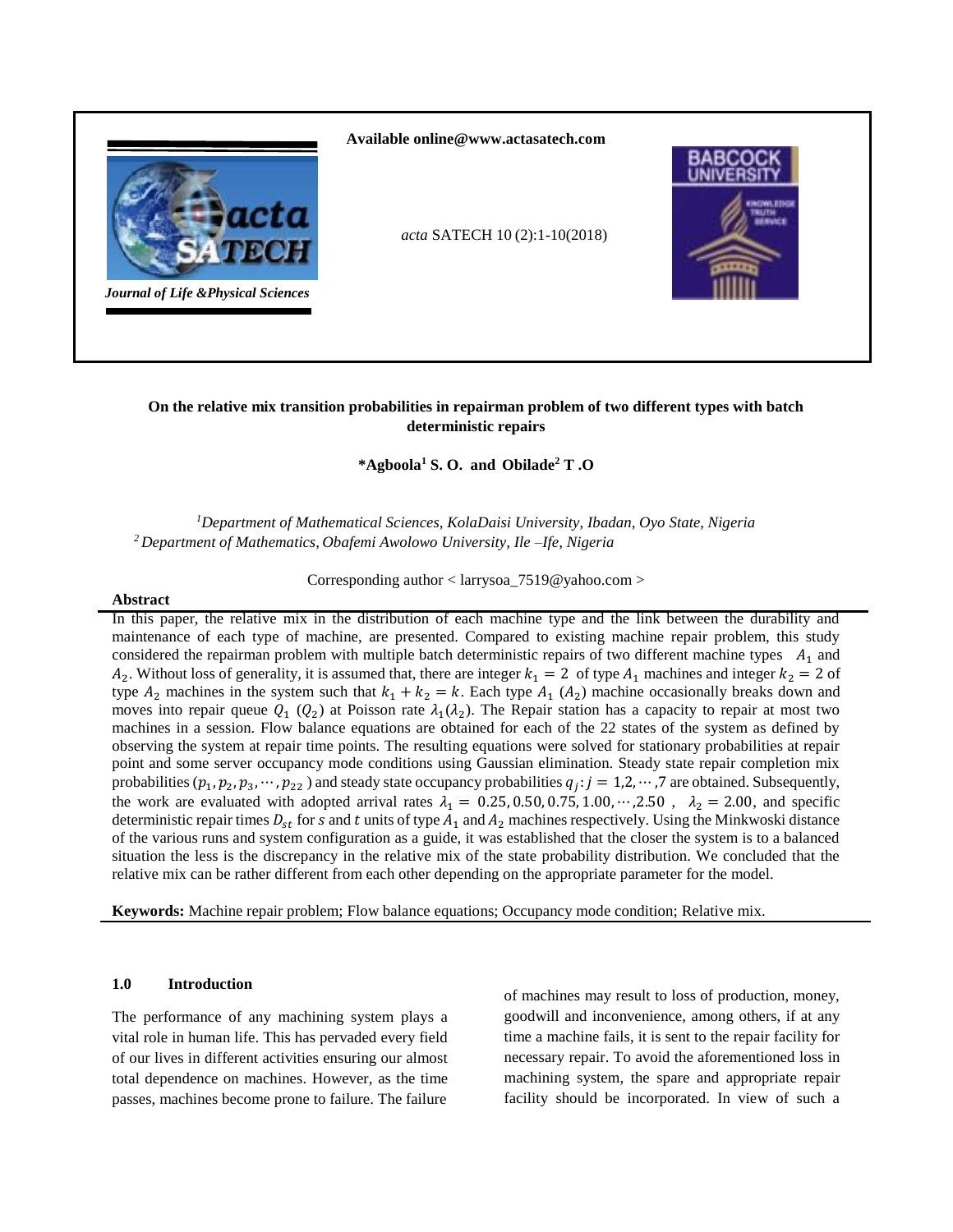Available online@www.actasatech.com

*Journal of Life &Physical Sciences*

*acta* SATECH 10 (2):1-10(2018)

# On the relative mix transition probabilities in repairman problem of two different types with batch deterministic repairs

**\*Agboola[1] S. O. and Obilade[2] T .O**

[1]*Department of Mathematical Sciences, KolaDaisi University, Ibadan, Oyo State, Nigeria*
[2]*Department of Mathematics, Obafemi Awolowo University, Ile –Ife, Nigeria*

Corresponding author < larrysoa_7519@yahoo.com >

## Abstract

In this paper, the relative mix in the distribution of each machine type and the link between the durability and maintenance of each type of machine, are presented. Compared to existing machine repair problem, this study considered the repairman problem with multiple batch deterministic repairs of two different machine types $A_1$ and $A_2$. Without loss of generality, it is assumed that, there are integer $k_1 = 2$ of type $A_1$ machines and integer $k_2 = 2$ of type $A_2$ machines in the system such that $k_1 + k_2 = k$. Each type $A_1$ ($A_2$) machine occasionally breaks down and moves into repair queue $Q_1$ ($Q_2$) at Poisson rate $\lambda_1(\lambda_2)$. The Repair station has a capacity to repair at most two machines in a session. Flow balance equations are obtained for each of the 22 states of the system as defined by observing the system at repair time points. The resulting equations were solved for stationary probabilities at repair point and some server occupancy mode conditions using Gaussian elimination. Steady state repair completion mix probabilities ($p_1, p_2, p_3, \cdots, p_{22}$) and steady state occupancy probabilities $q_j: j = 1,2,\cdots,7$ are obtained. Subsequently, the work are evaluated with adopted arrival rates $\lambda_1 = 0.25, 0.50, 0.75, 1.00, \cdots, 2.50$ , $\lambda_2 = 2.00$, and specific deterministic repair times $D_{st}$ for $s$ and $t$ units of type $A_1$ and $A_2$ machines respectively. Using the Minkwoski distance of the various runs and system configuration as a guide, it was established that the closer the system is to a balanced situation the less is the discrepancy in the relative mix of the state probability distribution. We concluded that the relative mix can be rather different from each other depending on the appropriate parameter for the model.

**Keywords:** Machine repair problem; Flow balance equations; Occupancy mode condition; Relative mix.

## 1.0 Introduction

The performance of any machining system plays a vital role in human life. This has pervaded every field of our lives in different activities ensuring our almost total dependence on machines. However, as the time passes, machines become prone to failure. The failure of machines may result to loss of production, money, goodwill and inconvenience, among others, if at any time a machine fails, it is sent to the repair facility for necessary repair. To avoid the aforementioned loss in machining system, the spare and appropriate repair facility should be incorporated. In view of such a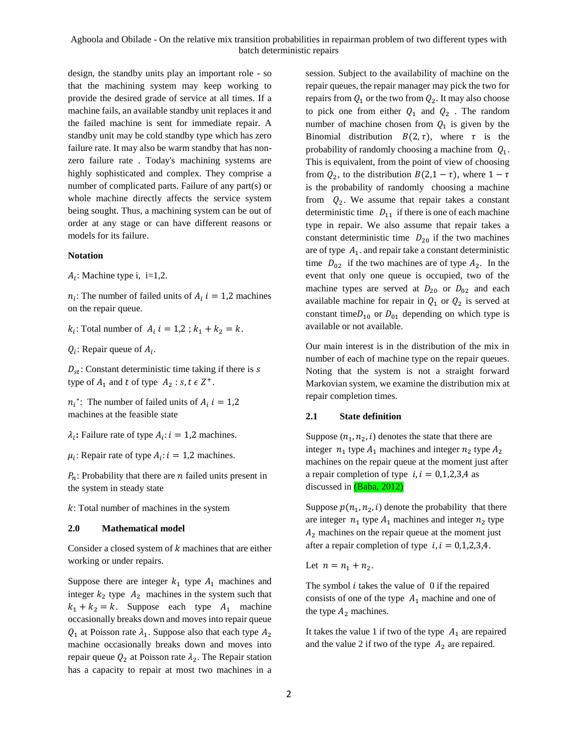design, the standby units play an important role - so that the machining system may keep working to provide the desired grade of service at all times. If a machine fails, an available standby unit replaces it and the failed machine is sent for immediate repair. A standby unit may be cold standby type which has zero failure rate. It may also be warm standby that has non-zero failure rate . Today's machining systems are highly sophisticated and complex. They comprise a number of complicated parts. Failure of any part(s) or whole machine directly affects the service system being sought. Thus, a machining system can be out of order at any stage or can have different reasons or models for its failure.

**Notation**

$A_i$: Machine type i, i=1,2.

$n_i$: The number of failed units of $A_i$ $i = 1,2$ machines on the repair queue.

$k_i$: Total number of $A_i$ $i = 1,2$ ; $k_1 + k_2 = k$.

$Q_i$: Repair queue of $A_i$.

$D_{st}$: Constant deterministic time taking if there is $s$ type of $A_1$ and $t$ of type $A_2$ : $s, t \epsilon Z^+$.

$n_i^*$: The number of failed units of $A_i$ $i = 1,2$ machines at the feasible state

$\lambda_i$**:** Failure rate of type $A_i$: $i = 1,2$ machines.

$\mu_i$: Repair rate of type $A_i$: $i = 1,2$ machines.

$P_n$: Probability that there are $n$ failed units present in the system in steady state

$k$: Total number of machines in the system

## 2.0 Mathematical model

Consider a closed system of $k$ machines that are either working or under repairs.

Suppose there are integer $k_1$ type $A_1$ machines and integer $k_2$ type $A_2$ machines in the system such that $k_1 + k_2 = k$. Suppose each type $A_1$ machine occasionally breaks down and moves into repair queue $Q_1$ at Poisson rate $\lambda_1$. Suppose also that each type $A_2$ machine occasionally breaks down and moves into repair queue $Q_2$ at Poisson rate $\lambda_2$. The Repair station has a capacity to repair at most two machines in a session. Subject to the availability of machine on the repair queues, the repair manager may pick the two for repairs from $Q_1$ or the two from $Q_2$. It may also choose to pick one from either $Q_1$ and $Q_2$ . The random number of machine chosen from $Q_1$ is given by the Binomial distribution $B(2, \tau)$, where $\tau$ is the probability of randomly choosing a machine from $Q_1$. This is equivalent, from the point of view of choosing from $Q_2$, to the distribution $B(2,1-\tau)$, where $1-\tau$ is the probability of randomly choosing a machine from $Q_2$. We assume that repair takes a constant deterministic time $D_{11}$ if there is one of each machine type in repair. We also assume that repair takes a constant deterministic time $D_{20}$ if the two machines are of type $A_1$. and repair take a constant deterministic time $D_{02}$ if the two machines are of type $A_2$. In the event that only one queue is occupied, two of the machine types are served at $D_{20}$ or $D_{02}$ and each available machine for repair in $Q_1$ or $Q_2$ is served at constant time$D_{10}$ or $D_{01}$ depending on which type is available or not available.

Our main interest is in the distribution of the mix in number of each of machine type on the repair queues. Noting that the system is not a straight forward Markovian system, we examine the distribution mix at repair completion times.

### 2.1 State definition

Suppose $(n_1, n_2, i)$ denotes the state that there are integer $n_1$ type $A_1$ machines and integer $n_2$ type $A_2$ machines on the repair queue at the moment just after a repair completion of type $i, i = 0,1,2,3,4$ as discussed in (Baba, 2012)

Suppose $p(n_1, n_2, i)$ denote the probability that there are integer $n_1$ type $A_1$ machines and integer $n_2$ type $A_2$ machines on the repair queue at the moment just after a repair completion of type $i, i = 0,1,2,3,4$.

Let $n = n_1 + n_2$.

The symbol $i$ takes the value of 0 if the repaired consists of one of the type $A_1$ machine and one of the type $A_2$ machines.

It takes the value 1 if two of the type $A_1$ are repaired and the value 2 if two of the type $A_2$ are repaired.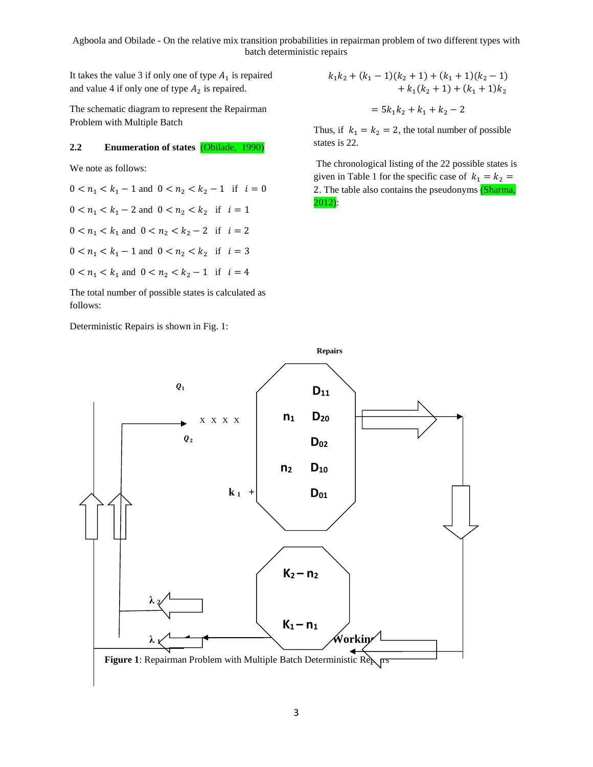It takes the value 3 if only one of type $A_1$ is repaired and value 4 if only one of type $A_2$ is repaired.

The schematic diagram to represent the Repairman Problem with Multiple Batch Deterministic Repairs is shown in Fig. 1:

### 2.2 Enumeration of states (Obilade, 1990)

We note as follows:

$0 < n_1 < k_1 - 1$ and $0 < n_2 < k_2 - 1$ if $i = 0$

$0 < n_1 < k_1 - 2$ and $0 < n_2 < k_2$ if $i = 1$

$0 < n_1 < k_1$ and $0 < n_2 < k_2 - 2$ if $i = 2$

$0 < n_1 < k_1 - 1$ and $0 < n_2 < k_2$ if $i = 3$

$0 < n_1 < k_1$ and $0 < n_2 < k_2 - 1$ if $i = 4$

The total number of possible states is calculated as follows:

$$k_1k_2 + (k_1 - 1)(k_2 + 1) + (k_1 + 1)(k_2 - 1) + k_1(k_2 + 1) + (k_1 + 1)k_2$$

$$= 5k_1k_2 + k_1 + k_2 - 2$$

Thus, if $k_1 = k_2 = 2$, the total number of possible states is 22.

The chronological listing of the 22 possible states is given in Table 1 for the specific case of $k_1 = k_2 = 2$. The table also contains the pseudonyms (Sharma, 2012):

**Figure 1**: Repairman Problem with Multiple Batch Deterministic Repairs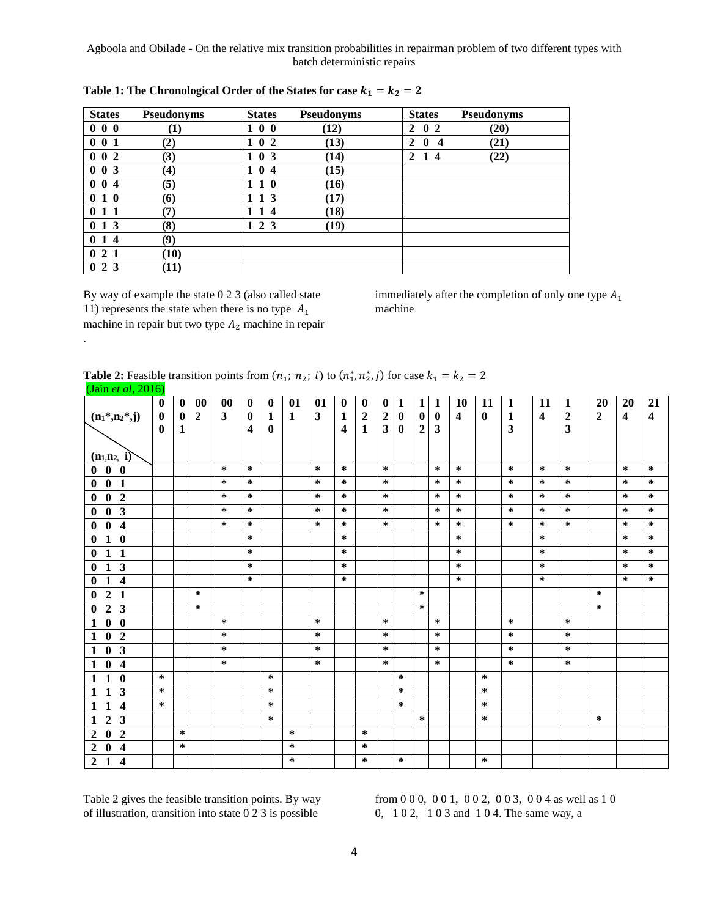**Table 1: The Chronological Order of the States for case $k_1 = k_2 = 2$**

| States | Pseudonyms | States | Pseudonyms | States | Pseudonyms |
|---|---|---|---|---|---|
| 0 0 0 | (1) | 1 0 0 | (12) | 2 0 2 | (20) |
| 0 0 1 | (2) | 1 0 2 | (13) | 2 0 4 | (21) |
| 0 0 2 | (3) | 1 0 3 | (14) | 2 1 4 | (22) |
| 0 0 3 | (4) | 1 0 4 | (15) | | |
| 0 0 4 | (5) | 1 1 0 | (16) | | |
| 0 1 0 | (6) | 1 1 3 | (17) | | |
| 0 1 1 | (7) | 1 1 4 | (18) | | |
| 0 1 3 | (8) | 1 2 3 | (19) | | |
| 0 1 4 | (9) | | | | |
| 0 2 1 | (10) | | | | |
| 0 2 3 | (11) | | | | |

By way of example the state 0 2 3 (also called state 11) represents the state when there is no type $A_1$ machine in repair but two type $A_2$ machine in repair immediately after the completion of only one type $A_1$ machine

.

**Table 2:** Feasible transition points from $(n_1;\ n_2;\ i)$ to $(n_1^*, n_2^*, j)$ for case $k_1 = k_2 = 2$ (Jain *et al*, 2016)

| $(n_1^*,n_2^*,j)$ / $(n_1,n_2,\ i)$ | 000 | 001 | 002 | 003 | 004 | 010 | 011 | 013 | 014 | 021 | 023 | 100 | 102 | 103 | 104 | 110 | 113 | 114 | 123 | 202 | 204 | 214 |
|---|---|---|---|---|---|---|---|---|---|---|---|---|---|---|---|---|---|---|---|---|---|---|
| **0 0 0** | | | | * | * | | | * | * | | * | | | * | * | | * | * | * | | * | * |
| **0 0 1** | | | | * | * | | | * | * | | * | | | * | * | | * | * | * | | * | * |
| **0 0 2** | | | | * | * | | | * | * | | * | | | * | * | | * | * | * | | * | * |
| **0 0 3** | | | | * | * | | | * | * | | * | | | * | * | | * | * | * | | * | * |
| **0 0 4** | | | | * | * | | | * | * | | * | | | * | * | | * | * | * | | * | * |
| **0 1 0** | | | | | * | | | | * | | | | | | * | | | * | | | * | * |
| **0 1 1** | | | | | * | | | | * | | | | | | * | | | * | | | * | * |
| **0 1 3** | | | | | * | | | | * | | | | | | * | | | * | | | * | * |
| **0 1 4** | | | | | * | | | | * | | | | | | * | | | * | | | * | * |
| **0 2 1** | | | * | | | | | | | | | | * | | | | | | | * | | |
| **0 2 3** | | | * | | | | | | | | | | * | | | | | | | * | | |
| **1 0 0** | | | | * | | | | * | | | * | | | * | | | * | | * | | | |
| **1 0 2** | | | | * | | | | * | | | * | | | * | | | * | | * | | | |
| **1 0 3** | | | | * | | | | * | | | * | | | * | | | * | | * | | | |
| **1 0 4** | | | | * | | | | * | | | * | | | * | | | * | | * | | | |
| **1 1 0** | * | | | | | * | | | | | | * | | | | * | | | | | | |
| **1 1 3** | * | | | | | * | | | | | | * | | | | * | | | | | | |
| **1 1 4** | * | | | | | * | | | | | | * | | | | * | | | | | | |
| **1 2 3** | | | | | | * | | | | | | | * | | | * | | | | * | | |
| **2 0 2** | | * | | | | | * | | | * | | | | | | | | | | | | |
| **2 0 4** | | * | | | | | * | | | * | | | | | | | | | | | | |
| **2 1 4** | | | | | | | * | | | * | | * | | | | * | | | | | | |

Table 2 gives the feasible transition points. By way of illustration, transition into state 0 2 3 is possible from 0 0 0, 0 0 1, 0 0 2, 0 0 3, 0 0 4 as well as 1 0 0, 1 0 2, 1 0 3 and 1 0 4. The same way, a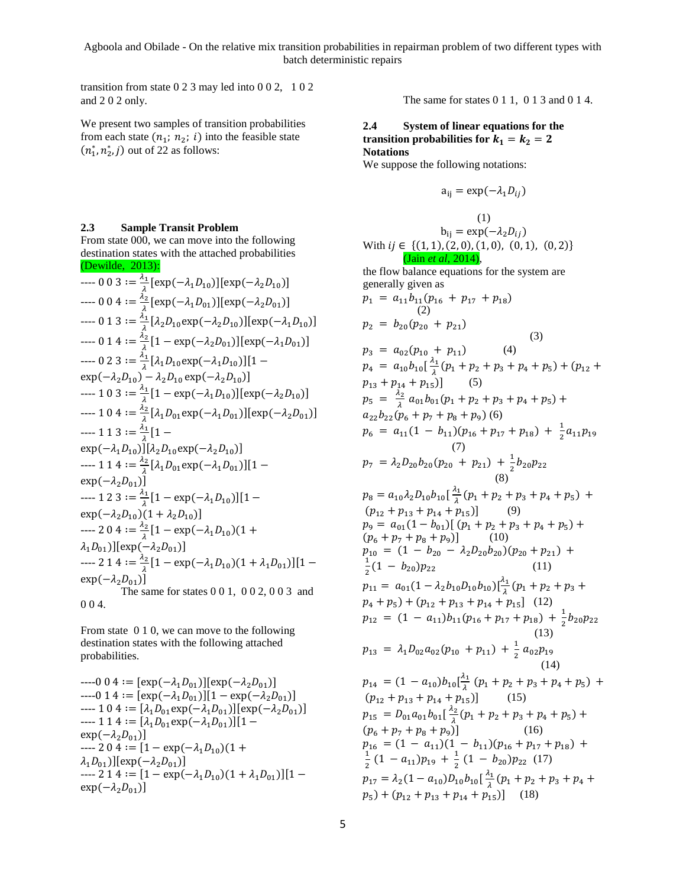transition from state 0 2 3 may led into 0 0 2, 1 0 2 and 2 0 2 only.

We present two samples of transition probabilities from each state $(n_1; n_2; i)$ into the feasible state $(n_1^*, n_2^*, j)$ out of 22 as follows:

### 2.3 Sample Transit Problem

From state 000, we can move into the following destination states with the attached probabilities (Dewilde, 2013):

---- 0 0 3 $:= \frac{\lambda_1}{\lambda}[\exp(-\lambda_1 D_{10})][\exp(-\lambda_2 D_{10})]$
---- 0 0 4 $:= \frac{\lambda_2}{\lambda}[\exp(-\lambda_1 D_{01})][\exp(-\lambda_2 D_{01})]$
---- 0 1 3 $:= \frac{\lambda_1}{\lambda}[\lambda_2 D_{10}\exp(-\lambda_2 D_{10})][\exp(-\lambda_1 D_{10})]$
---- 0 1 4 $:= \frac{\lambda_2}{\lambda}[1-\exp(-\lambda_2 D_{01})][\exp(-\lambda_1 D_{01})]$
---- 0 2 3 $:= \frac{\lambda_1}{\lambda}[\lambda_1 D_{10}\exp(-\lambda_1 D_{10})][1-\exp(-\lambda_2 D_{10})-\lambda_2 D_{10}\exp(-\lambda_2 D_{10})]$
---- 1 0 3 $:= \frac{\lambda_1}{\lambda}[1-\exp(-\lambda_1 D_{10})][\exp(-\lambda_2 D_{10})]$
---- 1 0 4 $:= \frac{\lambda_2}{\lambda}[\lambda_1 D_{01}\exp(-\lambda_1 D_{01})][\exp(-\lambda_2 D_{01})]$
---- 1 1 3 $:= \frac{\lambda_1}{\lambda}[1-\exp(-\lambda_1 D_{10})][\lambda_2 D_{10}\exp(-\lambda_2 D_{10})]$
---- 1 1 4 $:= \frac{\lambda_2}{\lambda}[\lambda_1 D_{01}\exp(-\lambda_1 D_{01})][1-\exp(-\lambda_2 D_{01})]$
---- 1 2 3 $:= \frac{\lambda_1}{\lambda}[1-\exp(-\lambda_1 D_{10})][1-\exp(-\lambda_2 D_{10})(1+\lambda_2 D_{10})]$
---- 2 0 4 $:= \frac{\lambda_2}{\lambda}[1-\exp(-\lambda_1 D_{10})(1+\lambda_1 D_{01})][\exp(-\lambda_2 D_{01})]$
---- 2 1 4 $:= \frac{\lambda_2}{\lambda}[1-\exp(-\lambda_1 D_{10})(1+\lambda_1 D_{01})][1-\exp(-\lambda_2 D_{01})]$

The same for states 0 0 1, 0 0 2, 0 0 3 and 0 0 4.

From state 0 1 0, we can move to the following destination states with the following attached probabilities.

----0 0 4 $:= [\exp(-\lambda_1 D_{01})][\exp(-\lambda_2 D_{01})]$
----0 1 4 $:= [\exp(-\lambda_1 D_{01})][1-\exp(-\lambda_2 D_{01})]$
---- 1 0 4 $:= [\lambda_1 D_{01}\exp(-\lambda_1 D_{01})][\exp(-\lambda_2 D_{01})]$
---- 1 1 4 $:= [\lambda_1 D_{01}\exp(-\lambda_1 D_{01})][1-\exp(-\lambda_2 D_{01})]$
---- 2 0 4 $:= [1-\exp(-\lambda_1 D_{10})(1+\lambda_1 D_{01})][\exp(-\lambda_2 D_{01})]$
---- 2 1 4 $:= [1-\exp(-\lambda_1 D_{10})(1+\lambda_1 D_{01})][1-\exp(-\lambda_2 D_{01})]$

The same for states 0 1 1, 0 1 3 and 0 1 4.

### 2.4 System of linear equations for the transition probabilities for $k_1 = k_2 = 2$

**Notations**

We suppose the following notations:

$$a_{ij} = \exp(-\lambda_1 D_{ij}) \quad (1)$$

$$b_{ij} = \exp(-\lambda_2 D_{ij})$$

With $ij \in \{(1,1),(2,0),(1,0),(0,1),(0,2)\}$ (Jain *et al*, 2014),

the flow balance equations for the system are generally given as

$$p_1 = a_{11}b_{11}(p_{16}+p_{17}+p_{18}) \quad (2)$$

$$p_2 = b_{20}(p_{20}+p_{21}) \quad (3)$$

$$p_3 = a_{02}(p_{10}+p_{11}) \quad (4)$$

$$p_4 = a_{10}b_{10}[\tfrac{\lambda_1}{\lambda}(p_1+p_2+p_3+p_4+p_5)+(p_{12}+p_{13}+p_{14}+p_{15})] \quad (5)$$

$$p_5 = \tfrac{\lambda_2}{\lambda}a_{01}b_{01}(p_1+p_2+p_3+p_4+p_5)+a_{22}b_{22}(p_6+p_7+p_8+p_9) \quad (6)$$

$$p_6 = a_{11}(1-b_{11})(p_{16}+p_{17}+p_{18})+\tfrac{1}{2}a_{11}p_{19} \quad (7)$$

$$p_7 = \lambda_2 D_{20}b_{20}(p_{20}+p_{21})+\tfrac{1}{2}b_{20}p_{22} \quad (8)$$

$$p_8 = a_{10}\lambda_2 D_{10}b_{10}[\tfrac{\lambda_1}{\lambda}(p_1+p_2+p_3+p_4+p_5)+(p_{12}+p_{13}+p_{14}+p_{15})] \quad (9)$$

$$p_9 = a_{01}(1-b_{01})[(p_1+p_2+p_3+p_4+p_5)+(p_6+p_7+p_8+p_9)] \quad (10)$$

$$p_{10} = (1-b_{20}-\lambda_2 D_{20}b_{20})(p_{20}+p_{21})+\tfrac{1}{2}(1-b_{20})p_{22} \quad (11)$$

$$p_{11} = a_{01}(1-\lambda_2 b_{10}D_{10}b_{10})[\tfrac{\lambda_1}{\lambda}(p_1+p_2+p_3+p_4+p_5)+(p_{12}+p_{13}+p_{14}+p_{15}] \quad (12)$$

$$p_{12} = (1-a_{11})b_{11}(p_{16}+p_{17}+p_{18})+\tfrac{1}{2}b_{20}p_{22} \quad (13)$$

$$p_{13} = \lambda_1 D_{02}a_{02}(p_{10}+p_{11})+\tfrac{1}{2}a_{02}p_{19} \quad (14)$$

$$p_{14} = (1-a_{10})b_{10}[\tfrac{\lambda_1}{\lambda}(p_1+p_2+p_3+p_4+p_5)+(p_{12}+p_{13}+p_{14}+p_{15})] \quad (15)$$

$$p_{15} = D_{01}a_{01}b_{01}[\tfrac{\lambda_2}{\lambda}(p_1+p_2+p_3+p_4+p_5)+(p_6+p_7+p_8+p_9)] \quad (16)$$

$$p_{16} = (1-a_{11})(1-b_{11})(p_{16}+p_{17}+p_{18})+\tfrac{1}{2}(1-a_{11})p_{19}+\tfrac{1}{2}(1-b_{20})p_{22} \quad (17)$$

$$p_{17} = \lambda_2(1-a_{10})D_{10}b_{10}[\tfrac{\lambda_1}{\lambda}(p_1+p_2+p_3+p_4+p_5)+(p_{12}+p_{13}+p_{14}+p_{15})] \quad (18)$$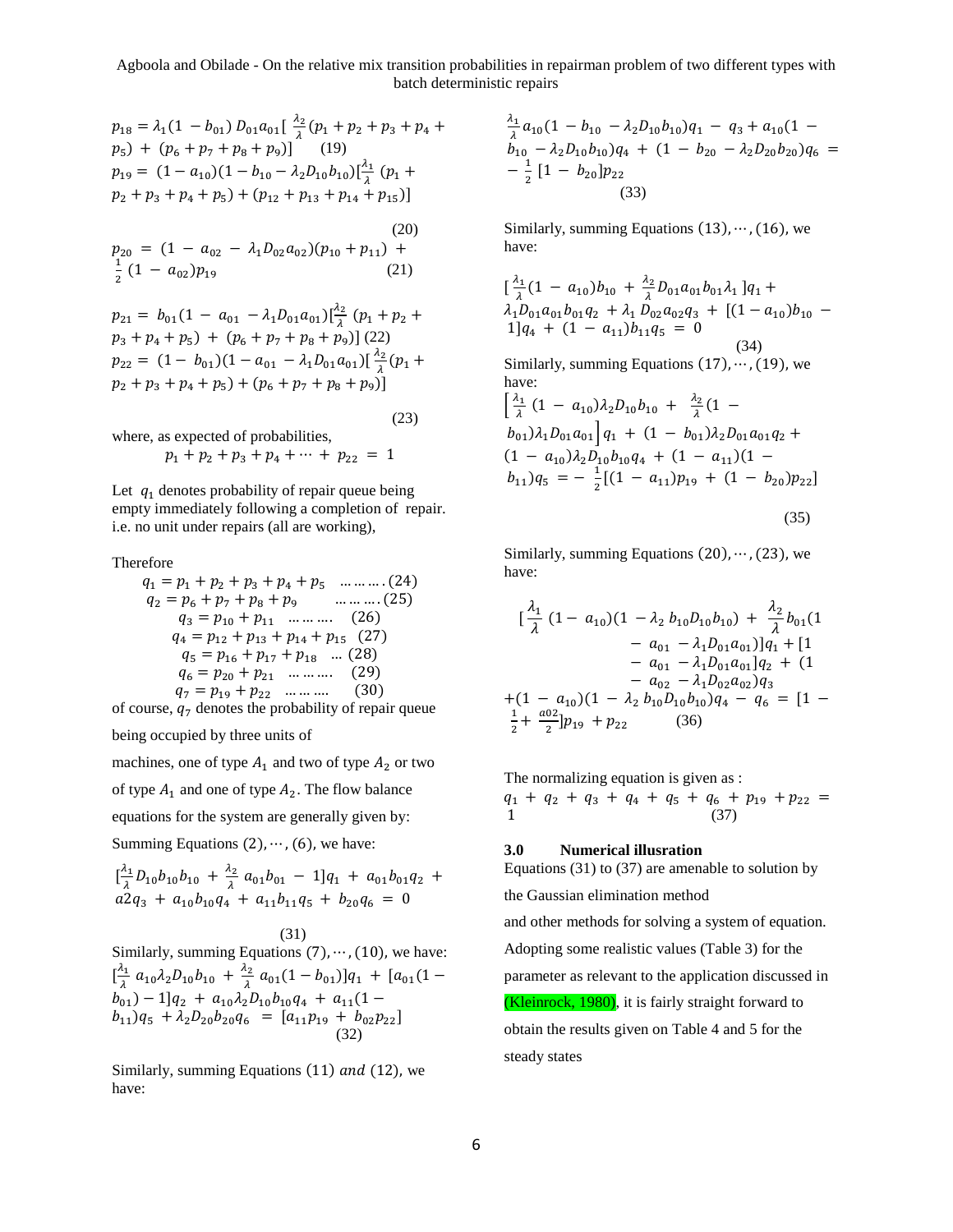$$p_{18} = \lambda_1(1 - b_{01}) D_{01}a_{01}[ \frac{\lambda_2}{\lambda}(p_1 + p_2 + p_3 + p_4 + p_5) + (p_6 + p_7 + p_8 + p_9)] \quad (19)$$

$$p_{19} = (1 - a_{10})(1 - b_{10} - \lambda_2 D_{10} b_{10})[\frac{\lambda_1}{\lambda} (p_1 + p_2 + p_3 + p_4 + p_5) + (p_{12} + p_{13} + p_{14} + p_{15})] \quad (20)$$

$$p_{20} = (1 - a_{02} - \lambda_1 D_{02} a_{02})(p_{10} + p_{11}) + \frac{1}{2}(1 - a_{02})p_{19} \quad (21)$$

$$p_{21} = b_{01}(1 - a_{01} - \lambda_1 D_{01} a_{01})[\frac{\lambda_2}{\lambda} (p_1 + p_2 + p_3 + p_4 + p_5) + (p_6 + p_7 + p_8 + p_9)] \quad (22)$$

$$p_{22} = (1 - b_{01})(1 - a_{01} - \lambda_1 D_{01} a_{01})[ \frac{\lambda_2}{\lambda}(p_1 + p_2 + p_3 + p_4 + p_5) + (p_6 + p_7 + p_8 + p_9)] \quad (23)$$

where, as expected of probabilities,

$$p_1 + p_2 + p_3 + p_4 + \cdots + p_{22} = 1$$

Let $q_1$ denotes probability of repair queue being empty immediately following a completion of repair. i.e. no unit under repairs (all are working),

Therefore

$$q_1 = p_1 + p_2 + p_3 + p_4 + p_5 \quad \dots\dots\dots (24)$$
$$q_2 = p_6 + p_7 + p_8 + p_9 \quad \dots\dots\dots (25)$$
$$q_3 = p_{10} + p_{11} \quad \dots\dots\dots (26)$$
$$q_4 = p_{12} + p_{13} + p_{14} + p_{15} \quad (27)$$
$$q_5 = p_{16} + p_{17} + p_{18} \quad \dots (28)$$
$$q_6 = p_{20} + p_{21} \quad \dots\dots\dots (29)$$
$$q_7 = p_{19} + p_{22} \quad \dots\dots\dots (30)$$

of course, $q_7$ denotes the probability of repair queue being occupied by three units of machines, one of type $A_1$ and two of type $A_2$ or two of type $A_1$ and one of type $A_2$. The flow balance equations for the system are generally given by:

Summing Equations $(2), \cdots, (6)$, we have:

$$[\frac{\lambda_1}{\lambda} D_{10} b_{10} b_{10} + \frac{\lambda_2}{\lambda} a_{01} b_{01} - 1]q_1 + a_{01} b_{01} q_2 + a2 q_3 + a_{10} b_{10} q_4 + a_{11} b_{11} q_5 + b_{20} q_6 = 0 \quad (31)$$

Similarly, summing Equations $(7), \cdots, (10)$, we have:

$$[\frac{\lambda_1}{\lambda} a_{10} \lambda_2 D_{10} b_{10} + \frac{\lambda_2}{\lambda} a_{01}(1 - b_{01})]q_1 + [a_{01}(1 - b_{01}) - 1]q_2 + a_{10} \lambda_2 D_{10} b_{10} q_4 + a_{11}(1 - b_{11})q_5 + \lambda_2 D_{20} b_{20} q_6 = [a_{11} p_{19} + b_{02} p_{22}] \quad (32)$$

Similarly, summing Equations $(11)$ *and* $(12)$, we have:

$$\frac{\lambda_1}{\lambda} a_{10}(1 - b_{10} - \lambda_2 D_{10} b_{10})q_1 - q_3 + a_{10}(1 - b_{10} - \lambda_2 D_{10} b_{10})q_4 + (1 - b_{20} - \lambda_2 D_{20} b_{20})q_6 = -\frac{1}{2}[1 - b_{20}]p_{22} \quad (33)$$

Similarly, summing Equations $(13), \cdots, (16)$, we have:

$$[\frac{\lambda_1}{\lambda}(1 - a_{10})b_{10} + \frac{\lambda_2}{\lambda} D_{01} a_{01} b_{01} \lambda_1 ]q_1 + \lambda_1 D_{01} a_{01} b_{01} q_2 + \lambda_1 D_{02} a_{02} q_3 + [(1 - a_{10})b_{10} - 1]q_4 + (1 - a_{11})b_{11} q_5 = 0 \quad (34)$$

Similarly, summing Equations $(17), \cdots, (19)$, we have:

$$\left[\frac{\lambda_1}{\lambda}(1 - a_{10})\lambda_2 D_{10} b_{10} + \frac{\lambda_2}{\lambda}(1 - b_{01})\lambda_1 D_{01} a_{01}\right] q_1 + (1 - b_{01})\lambda_2 D_{01} a_{01} q_2 + (1 - a_{10})\lambda_2 D_{10} b_{10} q_4 + (1 - a_{11})(1 - b_{11})q_5 = -\frac{1}{2}[(1 - a_{11})p_{19} + (1 - b_{20})p_{22}] \quad (35)$$

Similarly, summing Equations $(20), \cdots, (23)$, we have:

$$[\frac{\lambda_1}{\lambda}(1 - a_{10})(1 - \lambda_2 b_{10} D_{10} b_{10}) + \frac{\lambda_2}{\lambda} b_{01}(1 - a_{01} - \lambda_1 D_{01} a_{01})]q_1 + [1 - a_{01} - \lambda_1 D_{01} a_{01}]q_2 + (1 - a_{02} - \lambda_1 D_{02} a_{02})q_3 + (1 - a_{10})(1 - \lambda_2 b_{10} D_{10} b_{10})q_4 - q_6 = [1 - \frac{1}{2} + \frac{a02}{2}]p_{19} + p_{22} \quad (36)$$

The normalizing equation is given as :

$$q_1 + q_2 + q_3 + q_4 + q_5 + q_6 + p_{19} + p_{22} = 1 \quad (37)$$

## 3.0 Numerical illusrasion

Equations (31) to (37) are amenable to solution by the Gaussian elimination method and other methods for solving a system of equation. Adopting some realistic values (Table 3) for the parameter as relevant to the application discussed in (Kleinrock, 1980), it is fairly straight forward to obtain the results given on Table 4 and 5 for the steady states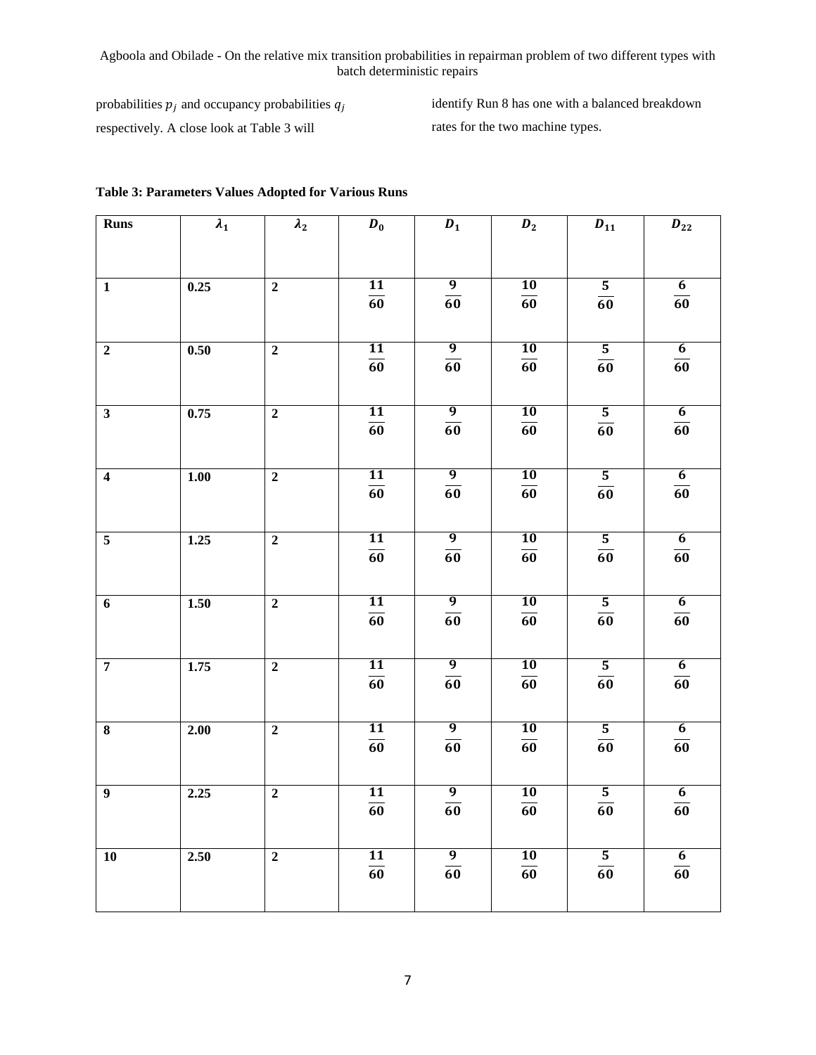probabilities $p_j$ and occupancy probabilities $q_j$ respectively. A close look at Table 3 will identify Run 8 has one with a balanced breakdown rates for the two machine types.

**Table 3: Parameters Values Adopted for Various Runs**

| Runs | $\lambda_1$ | $\lambda_2$ | $D_0$ | $D_1$ | $D_2$ | $D_{11}$ | $D_{22}$ |
|---|---|---|---|---|---|---|---|
| **1** | **0.25** | **2** | $\frac{11}{60}$ | $\frac{9}{60}$ | $\frac{10}{60}$ | $\frac{5}{60}$ | $\frac{6}{60}$ |
| **2** | **0.50** | **2** | $\frac{11}{60}$ | $\frac{9}{60}$ | $\frac{10}{60}$ | $\frac{5}{60}$ | $\frac{6}{60}$ |
| **3** | **0.75** | **2** | $\frac{11}{60}$ | $\frac{9}{60}$ | $\frac{10}{60}$ | $\frac{5}{60}$ | $\frac{6}{60}$ |
| **4** | **1.00** | **2** | $\frac{11}{60}$ | $\frac{9}{60}$ | $\frac{10}{60}$ | $\frac{5}{60}$ | $\frac{6}{60}$ |
| **5** | **1.25** | **2** | $\frac{11}{60}$ | $\frac{9}{60}$ | $\frac{10}{60}$ | $\frac{5}{60}$ | $\frac{6}{60}$ |
| **6** | **1.50** | **2** | $\frac{11}{60}$ | $\frac{9}{60}$ | $\frac{10}{60}$ | $\frac{5}{60}$ | $\frac{6}{60}$ |
| **7** | **1.75** | **2** | $\frac{11}{60}$ | $\frac{9}{60}$ | $\frac{10}{60}$ | $\frac{5}{60}$ | $\frac{6}{60}$ |
| **8** | **2.00** | **2** | $\frac{11}{60}$ | $\frac{9}{60}$ | $\frac{10}{60}$ | $\frac{5}{60}$ | $\frac{6}{60}$ |
| **9** | **2.25** | **2** | $\frac{11}{60}$ | $\frac{9}{60}$ | $\frac{10}{60}$ | $\frac{5}{60}$ | $\frac{6}{60}$ |
| **10** | **2.50** | **2** | $\frac{11}{60}$ | $\frac{9}{60}$ | $\frac{10}{60}$ | $\frac{5}{60}$ | $\frac{6}{60}$ |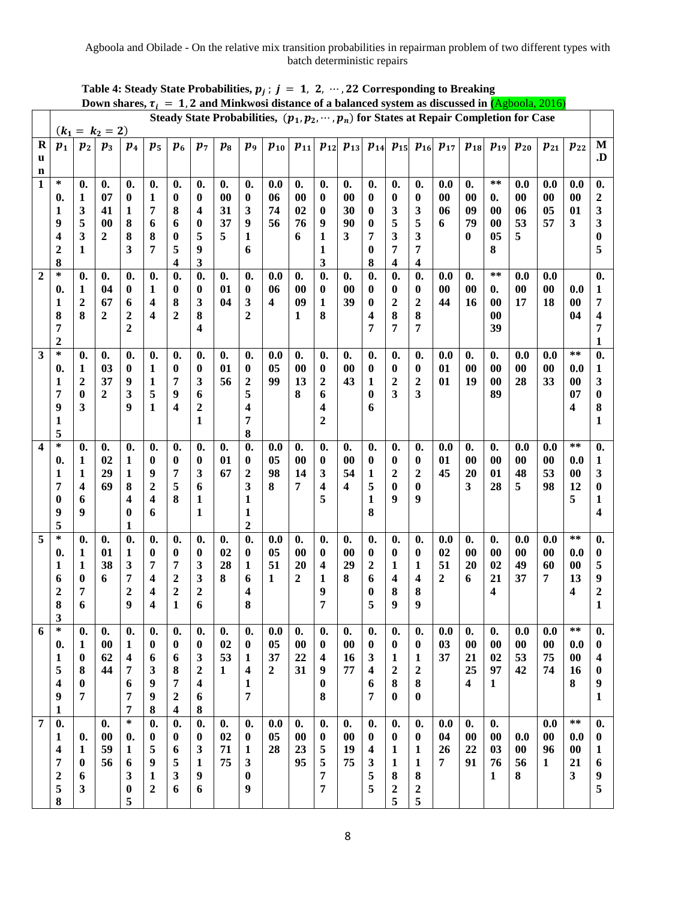**Table 4: Steady State Probabilities, $p_j$ ; $j = 1, 2, \cdots, 22$ Corresponding to Breaking Down shares, $\tau_i = 1, 2$ and Minkwosi distance of a balanced system as discussed in (Agboola, 2016)**

| Run | Steady State Probabilities, $(p_1, p_2, \cdots, p_n)$ for States at Repair Completion for Case $(k_1 = k_2 = 2)$ | | | | | | | | | | | | | | | | | | | | | | M.D |
|---|---|---|---|---|---|---|---|---|---|---|---|---|---|---|---|---|---|---|---|---|---|---|---|
| | $p_1$ | $p_2$ | $p_3$ | $p_4$ | $p_5$ | $p_6$ | $p_7$ | $p_8$ | $p_9$ | $p_{10}$ | $p_{11}$ | $p_{12}$ | $p_{13}$ | $p_{14}$ | $p_{15}$ | $p_{16}$ | $p_{17}$ | $p_{18}$ | $p_{19}$ | $p_{20}$ | $p_{21}$ | $p_{22}$ | |
| 1 | *0.19428 | 0.13531 | 0.0741002 | 0.01883 | 0.17687 | 0.086054 | 0.040593 | 0.0031375 | 0.03916 | 0.0067456 | 0.0002766 | 0.009113 | 0.0030903 | 0.000708 | 0.035374 | 0.035374 | 0.000066 | 0.0009790 | **0.00058 | 0.0006535 | 0.000557 | 0.00013 | 0.23305 |
| 2 | *0.1872 | 0.128 | 0.04672 | 0.0622 | 0.144 | 0.082 | 0.0384 | 0.0104 | 0.032 | 0.0064 | 0.00091 | 0.018 | 0.0039 | 0.0047 | 0.0287 | 0.0287 | 0.00044 | 0.0016 | **0.000039 | 0.00017 | 0.00018 | 0.00004 | 0.17471 |
| 3 | *0.17915 | 0.1203 | 0.03372 | 0.0939 | 0.1151 | 0.0794 | 0.03621 | 0.0156 | 0.025478 | 0.00599 | 0.00138 | 0.02642 | 0.0043 | 0.0106 | 0.023 | 0.023 | 0.00101 | 0.0019 | 0.000089 | 0.00028 | 0.00033 | **0.00074 | 0.13081 |
| 4 | *0.17095 | 0.11469 | 0.022969 | 0.18401 | 0.09246 | 0.0758 | 0.03611 | 0.0167 | 0.023112 | 0.005988 | 0.00147 | 0.0345 | 0.00544 | 0.01518 | 0.0209 | 0.0209 | 0.00145 | 0.00203 | 0.000128 | 0.000485 | 0.0005398 | **0.000125 | 0.13014 |
| 5 | *0.16283 | 0.11076 | 0.01386 | 0.13729 | 0.07444 | 0.07221 | 0.03326 | 0.02288 | 0.01648 | 0.005511 | 0.00202 | 0.04197 | 0.00298 | 0.02605 | 0.01489 | 0.01489 | 0.002512 | 0.00206 | 0.0002214 | 0.0004937 | 0.000607 | **0.000134 | 0.05921 |
| 6 | *0.15491 | 0.10807 | 0.006244 | 0.147677 | 0.063998 | 0.068724 | 0.032468 | 0.02531 | 0.01417 | 0.005372 | 0.002231 | 0.04908 | 0.001677 | 0.03467 | 0.01280 | 0.01280 | 0.00337 | 0.0021254 | 0.0002971 | 0.0005342 | 0.0007574 | **0.000168 | 0.04091 |
| 7 | 0.147258 | 0.1063 | 0.005956 | *0.16305 | 0.05912 | 0.06536 | 0.03196 | 0.027175 | 0.01309 | 0.00528 | 0.002395 | 0.05577 | 0.001975 | 0.04355 | 0.011825 | 0.011825 | 0.004267 | 0.002291 | 0.0003761 | 0.000568 | 0.000961 | **0.000213 | 0.01695 |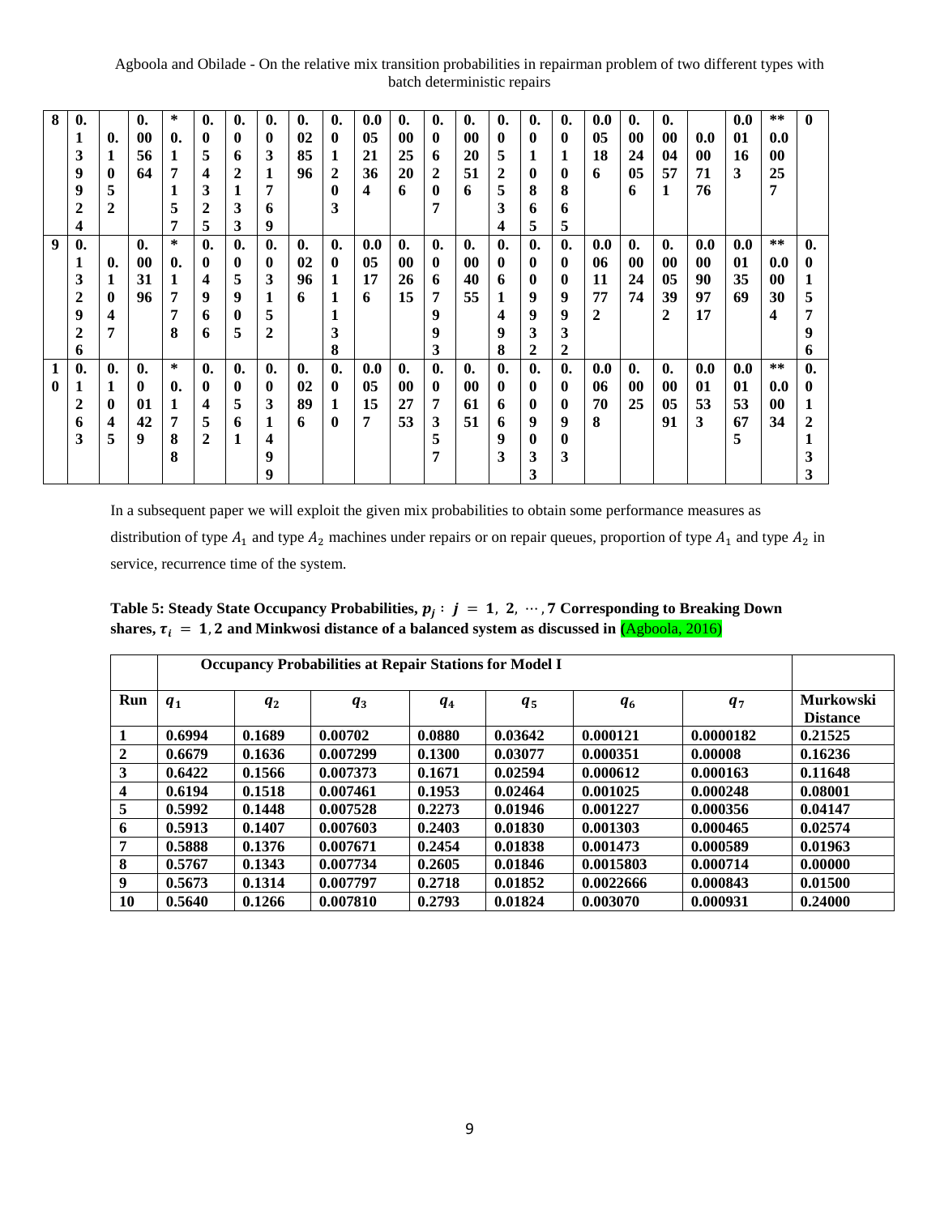| | | | | | | | | | | | | | | | | | | | | | | | |
|---|---|---|---|---|---|---|---|---|---|---|---|---|---|---|---|---|---|---|---|---|---|---|---|
| 8 | 0.139924 | 0.1052 | 0.005664 | *0.171557 | 0.054325 | 0.062133 | 0.031769 | 0.028596 | 0.01203 | 0.00521364 | 0.0025206 | 0.06207 | 0.0020516 | 0.052534 | 0.010865 | 0.010865 | 0.005186 | 0.0024056 | 0.0004571 | 0.0007176 | 0.001163 | **0.000257 | 0 |
| 9 | 0.132926 | 0.1047 | 0.003196 | *0.1778 | 0.04966 | 0.05905 | 0.03152 | 0.02966 | 0.011138 | 0.005176 | 0.002615 | 0.067993 | 0.004055 | 0.061498 | 0.009932 | 0.009932 | 0.00611772 | 0.002474 | 0.0005392 | 0.000909717 | 0.0013569 | **0.000304 | 0.015796 |
| 10 | 0.1263 | 0.1045 | 0.001429 | *0.1788 | 0.0452 | 0.0561 | 0.031499 | 0.02896 | 0.010 | 0.005157 | 0.002753 | 0.07357 | 0.006151 | 0.06693 | 0.009033 | 0.009033 | 0.006708 | 0.0025 | 0.000591 | 0.001533 | 0.00153675 | **0.00034 | 0.12133 |

In a subsequent paper we will exploit the given mix probabilities to obtain some performance measures as distribution of type $A_1$ and type $A_2$ machines under repairs or on repair queues, proportion of type $A_1$ and type $A_2$ in service, recurrence time of the system.

**Table 5: Steady State Occupancy Probabilities, $p_j : j = 1, 2, \cdots, 7$ Corresponding to Breaking Down shares, $\tau_i = 1, 2$ and Minkwosi distance of a balanced system as discussed in (Agboola, 2016)**

| | Occupancy Probabilities at Repair Stations for Model I | | | | | | | |
|---|---|---|---|---|---|---|---|---|
| **Run** | $q_1$ | $q_2$ | $q_3$ | $q_4$ | $q_5$ | $q_6$ | $q_7$ | **Murkowski Distance** |
| 1 | 0.6994 | 0.1689 | 0.00702 | 0.0880 | 0.03642 | 0.000121 | 0.0000182 | 0.21525 |
| 2 | 0.6679 | 0.1636 | 0.007299 | 0.1300 | 0.03077 | 0.000351 | 0.00008 | 0.16236 |
| 3 | 0.6422 | 0.1566 | 0.007373 | 0.1671 | 0.02594 | 0.000612 | 0.000163 | 0.11648 |
| 4 | 0.6194 | 0.1518 | 0.007461 | 0.1953 | 0.02464 | 0.001025 | 0.000248 | 0.08001 |
| 5 | 0.5992 | 0.1448 | 0.007528 | 0.2273 | 0.01946 | 0.001227 | 0.000356 | 0.04147 |
| 6 | 0.5913 | 0.1407 | 0.007603 | 0.2403 | 0.01830 | 0.001303 | 0.000465 | 0.02574 |
| 7 | 0.5888 | 0.1376 | 0.007671 | 0.2454 | 0.01838 | 0.001473 | 0.000589 | 0.01963 |
| 8 | 0.5767 | 0.1343 | 0.007734 | 0.2605 | 0.01846 | 0.0015803 | 0.000714 | 0.00000 |
| 9 | 0.5673 | 0.1314 | 0.007797 | 0.2718 | 0.01852 | 0.0022666 | 0.000843 | 0.01500 |
| 10 | 0.5640 | 0.1266 | 0.007810 | 0.2793 | 0.01824 | 0.003070 | 0.000931 | 0.24000 |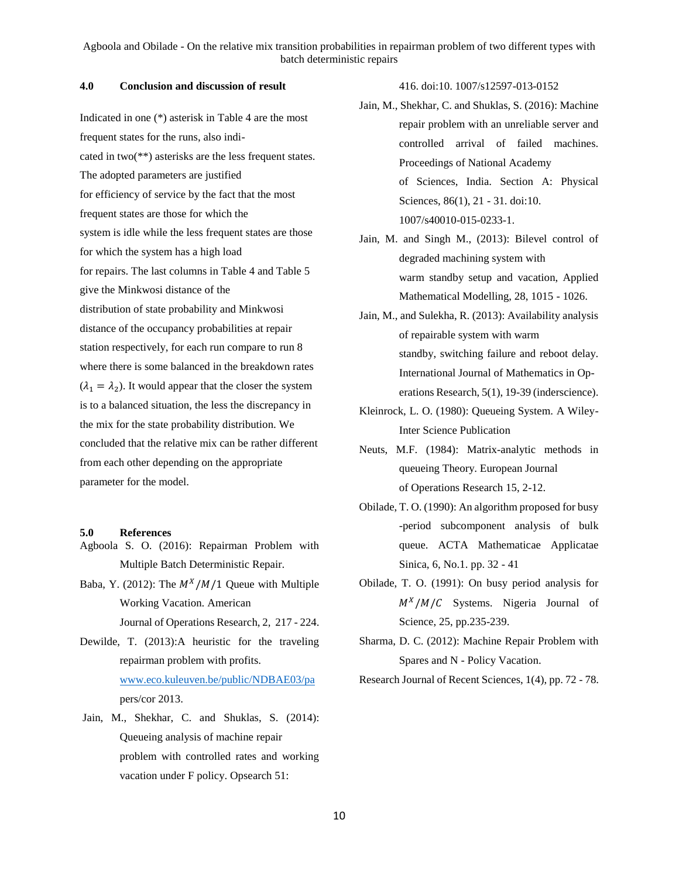## 4.0 Conclusion and discussion of result

Indicated in one (*) asterisk in Table 4 are the most frequent states for the runs, also indicated in two(**) asterisks are the less frequent states. The adopted parameters are justified for efficiency of service by the fact that the most frequent states are those for which the system is idle while the less frequent states are those for which the system has a high load for repairs. The last columns in Table 4 and Table 5 give the Minkwosi distance of the distribution of state probability and Minkwosi distance of the occupancy probabilities at repair station respectively, for each run compare to run 8 where there is some balanced in the breakdown rates ($\lambda_1 = \lambda_2$). It would appear that the closer the system is to a balanced situation, the less the discrepancy in the mix for the state probability distribution. We concluded that the relative mix can be rather different from each other depending on the appropriate parameter for the model.

## 5.0 References

Agboola S. O. (2016): Repairman Problem with Multiple Batch Deterministic Repair.

Baba, Y. (2012): The $M^X/M/1$ Queue with Multiple Working Vacation. American Journal of Operations Research, 2, 217 - 224.

Dewilde, T. (2013):A heuristic for the traveling repairman problem with profits. www.eco.kuleuven.be/public/NDBAE03/papers/cor 2013.

Jain, M., Shekhar, C. and Shuklas, S. (2014): Queueing analysis of machine repair problem with controlled rates and working vacation under F policy. Opsearch 51: 416. doi:10. 1007/s12597-013-0152

Jain, M., Shekhar, C. and Shuklas, S. (2016): Machine repair problem with an unreliable server and controlled arrival of failed machines. Proceedings of National Academy of Sciences, India. Section A: Physical Sciences, 86(1), 21 - 31. doi:10. 1007/s40010-015-0233-1.

Jain, M. and Singh M., (2013): Bilevel control of degraded machining system with warm standby setup and vacation, Applied Mathematical Modelling, 28, 1015 - 1026.

Jain, M., and Sulekha, R. (2013): Availability analysis of repairable system with warm standby, switching failure and reboot delay. International Journal of Mathematics in Operations Research, 5(1), 19-39 (inderscience).

Kleinrock, L. O. (1980): Queueing System. A Wiley-Inter Science Publication

Neuts, M.F. (1984): Matrix-analytic methods in queueing Theory. European Journal of Operations Research 15, 2-12.

Obilade, T. O. (1990): An algorithm proposed for busy -period subcomponent analysis of bulk queue. ACTA Mathematicae Applicatae Sinica, 6, No.1. pp. 32 - 41

Obilade, T. O. (1991): On busy period analysis for $M^X/M/C$ Systems. Nigeria Journal of Science, 25, pp.235-239.

Sharma, D. C. (2012): Machine Repair Problem with Spares and N - Policy Vacation.

Research Journal of Recent Sciences, 1(4), pp. 72 - 78.